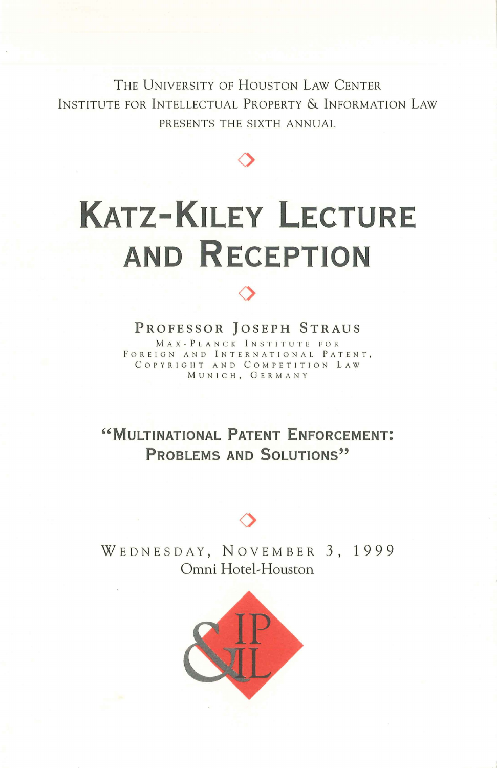THE UNIVERSITY OF HOUSTON LAW CENTER
INSTITUTE FOR INTELLECTUAL PROPERTY & INFORMATION LAW
PRESENTS THE SIXTH ANNUAL

# KATZ-KILEY LECTURE AND RECEPTION

## PROFESSOR JOSEPH STRAUS

MAX-PLANCK INSTITUTE FOR
FOREIGN AND INTERNATIONAL PATENT,
COPYRIGHT AND COMPETITION LAW
MUNICH, GERMANY

## "MULTINATIONAL PATENT ENFORCEMENT: PROBLEMS AND SOLUTIONS"

WEDNESDAY, NOVEMBER 3, 1999
Omni Hotel-Houston

IP & IL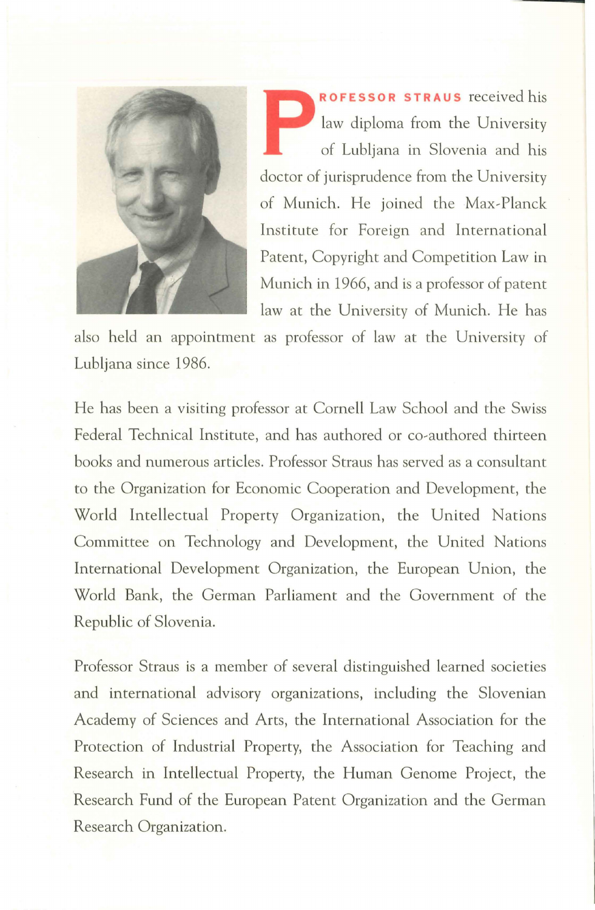**PROFESSOR STRAUS** received his law diploma from the University of Ljubljana in Slovenia and his doctor of jurisprudence from the University of Munich. He joined the Max-Planck Institute for Foreign and International Patent, Copyright and Competition Law in Munich in 1966, and is a professor of patent law at the University of Munich. He has also held an appointment as professor of law at the University of Ljubljana since 1986.

He has been a visiting professor at Cornell Law School and the Swiss Federal Technical Institute, and has authored or co-authored thirteen books and numerous articles. Professor Straus has served as a consultant to the Organization for Economic Cooperation and Development, the World Intellectual Property Organization, the United Nations Committee on Technology and Development, the United Nations International Development Organization, the European Union, the World Bank, the German Parliament and the Government of the Republic of Slovenia.

Professor Straus is a member of several distinguished learned societies and international advisory organizations, including the Slovenian Academy of Sciences and Arts, the International Association for the Protection of Industrial Property, the Association for Teaching and Research in Intellectual Property, the Human Genome Project, the Research Fund of the European Patent Organization and the German Research Organization.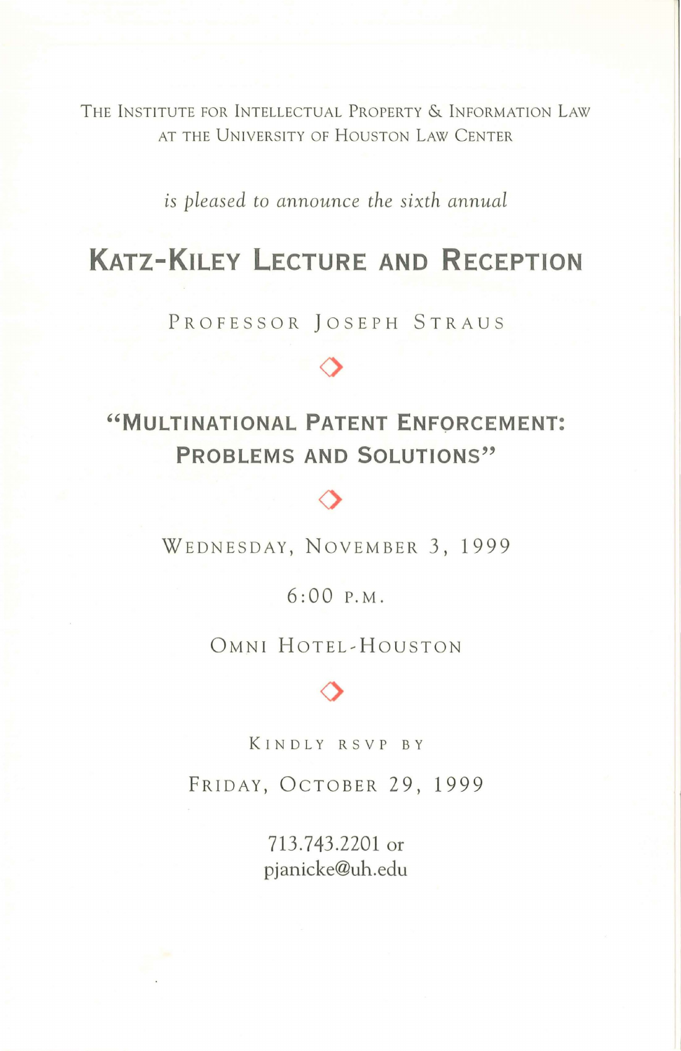The Institute for Intellectual Property & Information Law
at the University of Houston Law Center

*is pleased to announce the sixth annual*

# Katz-Kiley Lecture and Reception

Professor Joseph Straus

◇

## "Multinational Patent Enforcement: Problems and Solutions"

◇

Wednesday, November 3, 1999

6:00 p.m.

Omni Hotel-Houston

◇

Kindly rsvp by

Friday, October 29, 1999

713.743.2201 or
pjanicke@uh.edu